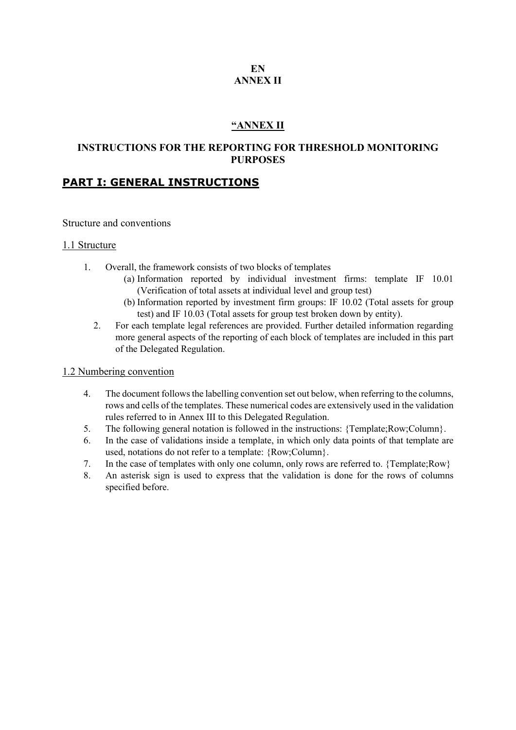**EN**
**ANNEX II**

**"ANNEX II**

## INSTRUCTIONS FOR THE REPORTING FOR THRESHOLD MONITORING PURPOSES

## PART I: GENERAL INSTRUCTIONS

Structure and conventions

### 1.1 Structure

1. Overall, the framework consists of two blocks of templates
   (a) Information reported by individual investment firms: template IF 10.01 (Verification of total assets at individual level and group test)
   (b) Information reported by investment firm groups: IF 10.02 (Total assets for group test) and IF 10.03 (Total assets for group test broken down by entity).
2. For each template legal references are provided. Further detailed information regarding more general aspects of the reporting of each block of templates are included in this part of the Delegated Regulation.

### 1.2 Numbering convention

4. The document follows the labelling convention set out below, when referring to the columns, rows and cells of the templates. These numerical codes are extensively used in the validation rules referred to in Annex III to this Delegated Regulation.
5. The following general notation is followed in the instructions: {Template;Row;Column}.
6. In the case of validations inside a template, in which only data points of that template are used, notations do not refer to a template: {Row;Column}.
7. In the case of templates with only one column, only rows are referred to. {Template;Row}
8. An asterisk sign is used to express that the validation is done for the rows of columns specified before.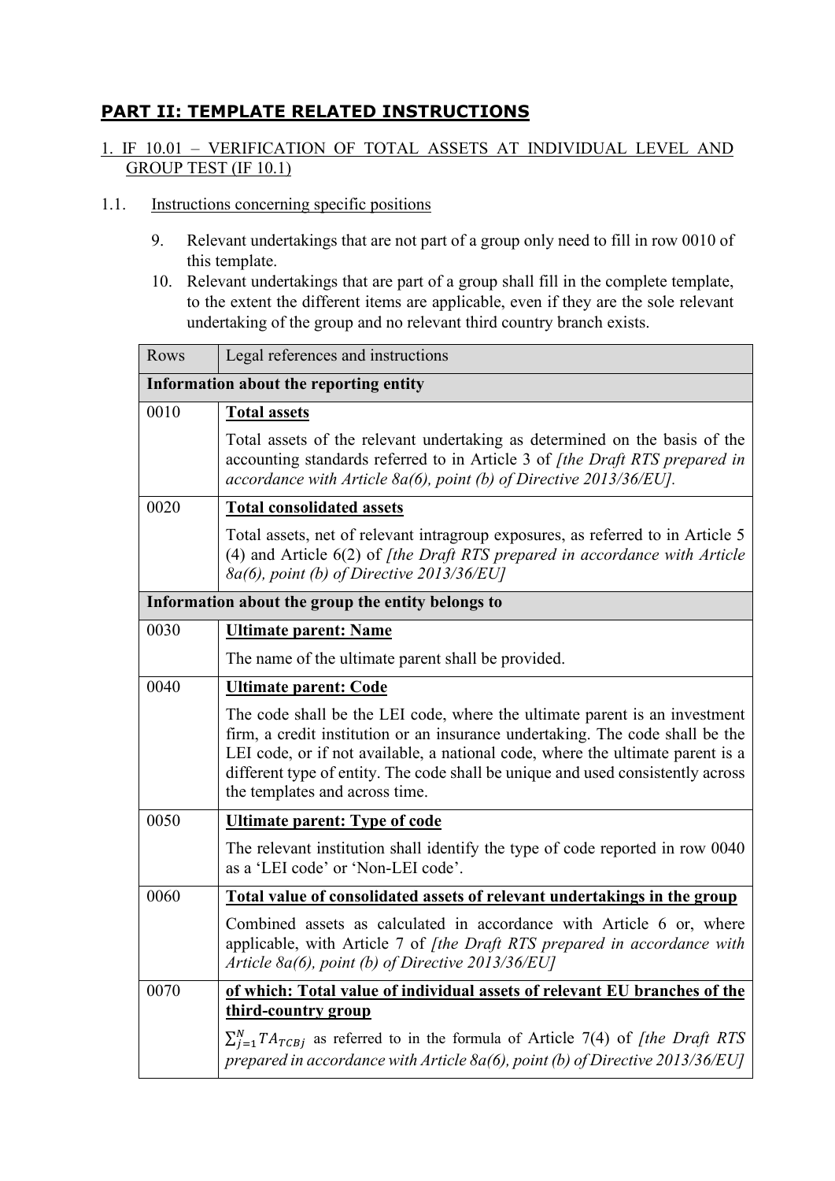## PART II: TEMPLATE RELATED INSTRUCTIONS

### 1. IF 10.01 – VERIFICATION OF TOTAL ASSETS AT INDIVIDUAL LEVEL AND GROUP TEST (IF 10.1)

#### 1.1. Instructions concerning specific positions

9. Relevant undertakings that are not part of a group only need to fill in row 0010 of this template.
10. Relevant undertakings that are part of a group shall fill in the complete template, to the extent the different items are applicable, even if they are the sole relevant undertaking of the group and no relevant third country branch exists.

| Rows | Legal references and instructions |
|---|---|
| **Information about the reporting entity** | |
| 0010 | **Total assets**<br><br>Total assets of the relevant undertaking as determined on the basis of the accounting standards referred to in Article 3 of *[the Draft RTS prepared in accordance with Article 8a(6), point (b) of Directive 2013/36/EU].* |
| 0020 | **Total consolidated assets**<br><br>Total assets, net of relevant intragroup exposures, as referred to in Article 5 (4) and Article 6(2) of *[the Draft RTS prepared in accordance with Article 8a(6), point (b) of Directive 2013/36/EU]* |
| **Information about the group the entity belongs to** | |
| 0030 | **Ultimate parent: Name**<br><br>The name of the ultimate parent shall be provided. |
| 0040 | **Ultimate parent: Code**<br><br>The code shall be the LEI code, where the ultimate parent is an investment firm, a credit institution or an insurance undertaking. The code shall be the LEI code, or if not available, a national code, where the ultimate parent is a different type of entity. The code shall be unique and used consistently across the templates and across time. |
| 0050 | **Ultimate parent: Type of code**<br><br>The relevant institution shall identify the type of code reported in row 0040 as a 'LEI code' or 'Non-LEI code'. |
| 0060 | **Total value of consolidated assets of relevant undertakings in the group**<br><br>Combined assets as calculated in accordance with Article 6 or, where applicable, with Article 7 of *[the Draft RTS prepared in accordance with Article 8a(6), point (b) of Directive 2013/36/EU]* |
| 0070 | **of which: Total value of individual assets of relevant EU branches of the third-country group**<br><br>$\sum_{j=1}^{N} TA_{TCBj}$ as referred to in the formula of Article 7(4) of *[the Draft RTS prepared in accordance with Article 8a(6), point (b) of Directive 2013/36/EU]* |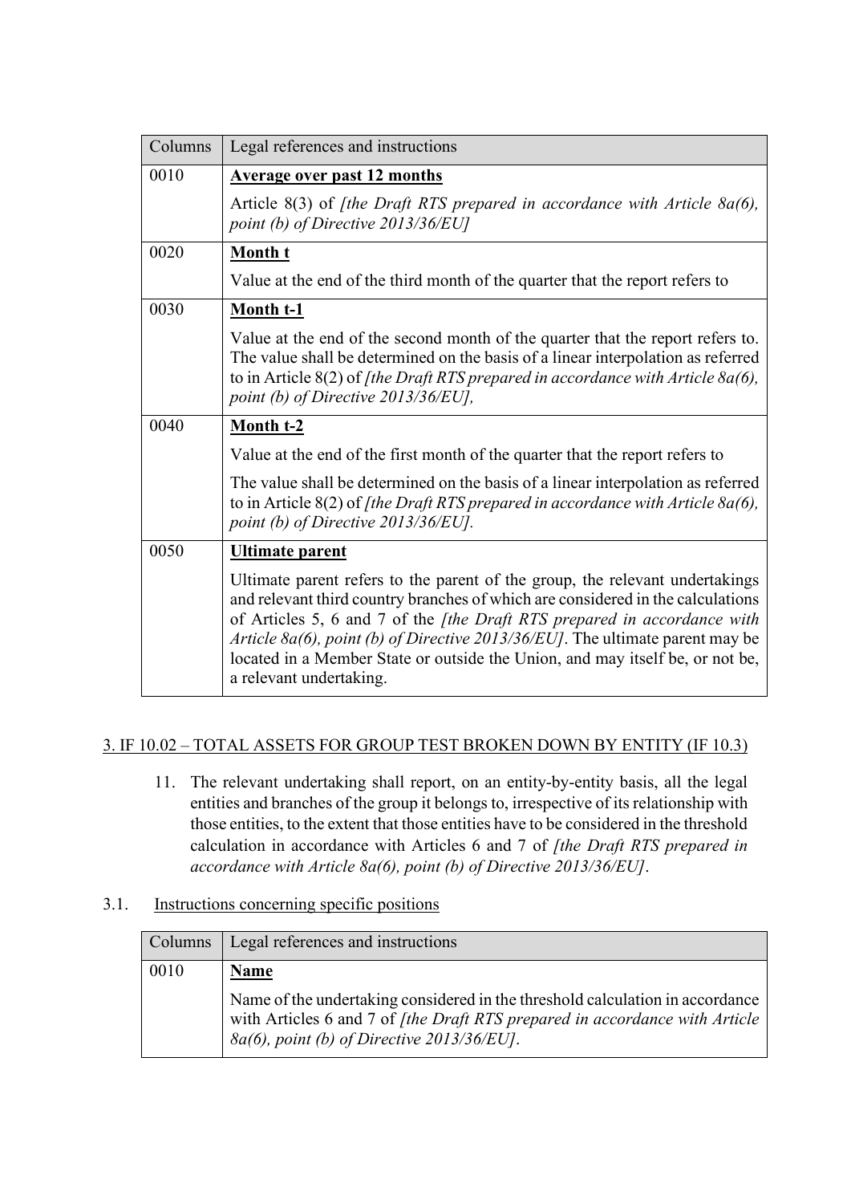| Columns | Legal references and instructions |
|---|---|
| 0010 | **Average over past 12 months**<br><br>Article 8(3) of *[the Draft RTS prepared in accordance with Article 8a(6), point (b) of Directive 2013/36/EU]* |
| 0020 | **Month t**<br><br>Value at the end of the third month of the quarter that the report refers to |
| 0030 | **Month t-1**<br><br>Value at the end of the second month of the quarter that the report refers to. The value shall be determined on the basis of a linear interpolation as referred to in Article 8(2) of *[the Draft RTS prepared in accordance with Article 8a(6), point (b) of Directive 2013/36/EU],* |
| 0040 | **Month t-2**<br><br>Value at the end of the first month of the quarter that the report refers to<br><br>The value shall be determined on the basis of a linear interpolation as referred to in Article 8(2) of *[the Draft RTS prepared in accordance with Article 8a(6), point (b) of Directive 2013/36/EU].* |
| 0050 | **Ultimate parent**<br><br>Ultimate parent refers to the parent of the group, the relevant undertakings and relevant third country branches of which are considered in the calculations of Articles 5, 6 and 7 of the *[the Draft RTS prepared in accordance with Article 8a(6), point (b) of Directive 2013/36/EU]*. The ultimate parent may be located in a Member State or outside the Union, and may itself be, or not be, a relevant undertaking. |

## 3. IF 10.02 – TOTAL ASSETS FOR GROUP TEST BROKEN DOWN BY ENTITY (IF 10.3)

11. The relevant undertaking shall report, on an entity-by-entity basis, all the legal entities and branches of the group it belongs to, irrespective of its relationship with those entities, to the extent that those entities have to be considered in the threshold calculation in accordance with Articles 6 and 7 of *[the Draft RTS prepared in accordance with Article 8a(6), point (b) of Directive 2013/36/EU]*.

### 3.1. Instructions concerning specific positions

| Columns | Legal references and instructions |
|---|---|
| 0010 | **Name**<br><br>Name of the undertaking considered in the threshold calculation in accordance with Articles 6 and 7 of *[the Draft RTS prepared in accordance with Article 8a(6), point (b) of Directive 2013/36/EU]*. |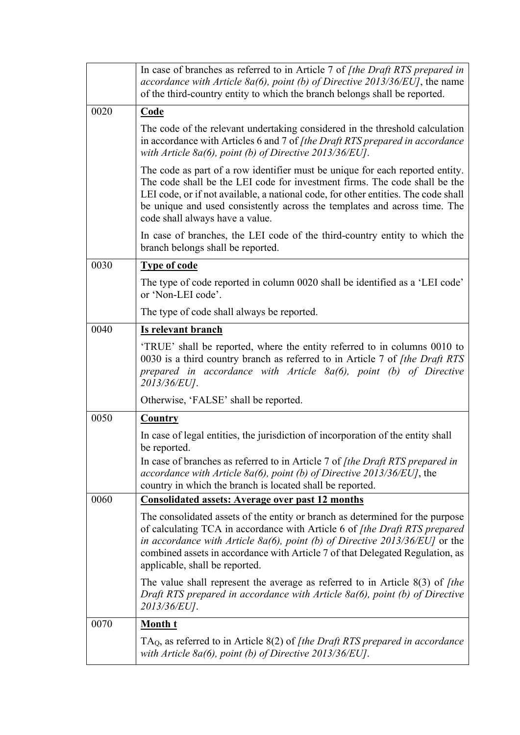| | |
|---|---|
| | In case of branches as referred to in Article 7 of *[the Draft RTS prepared in accordance with Article 8a(6), point (b) of Directive 2013/36/EU]*, the name of the third-country entity to which the branch belongs shall be reported. |
| 0020 | **Code**<br><br>The code of the relevant undertaking considered in the threshold calculation in accordance with Articles 6 and 7 of *[the Draft RTS prepared in accordance with Article 8a(6), point (b) of Directive 2013/36/EU]*.<br><br>The code as part of a row identifier must be unique for each reported entity. The code shall be the LEI code for investment firms. The code shall be the LEI code, or if not available, a national code, for other entities. The code shall be unique and used consistently across the templates and across time. The code shall always have a value.<br><br>In case of branches, the LEI code of the third-country entity to which the branch belongs shall be reported. |
| 0030 | **Type of code**<br><br>The type of code reported in column 0020 shall be identified as a 'LEI code' or 'Non-LEI code'.<br><br>The type of code shall always be reported. |
| 0040 | **Is relevant branch**<br><br>'TRUE' shall be reported, where the entity referred to in columns 0010 to 0030 is a third country branch as referred to in Article 7 of *[the Draft RTS prepared in accordance with Article 8a(6), point (b) of Directive 2013/36/EU]*.<br><br>Otherwise, 'FALSE' shall be reported. |
| 0050 | **Country**<br><br>In case of legal entities, the jurisdiction of incorporation of the entity shall be reported.<br>In case of branches as referred to in Article 7 of *[the Draft RTS prepared in accordance with Article 8a(6), point (b) of Directive 2013/36/EU]*, the country in which the branch is located shall be reported. |
| 0060 | **Consolidated assets: Average over past 12 months**<br><br>The consolidated assets of the entity or branch as determined for the purpose of calculating TCA in accordance with Article 6 of *[the Draft RTS prepared in accordance with Article 8a(6), point (b) of Directive 2013/36/EU]* or the combined assets in accordance with Article 7 of that Delegated Regulation, as applicable, shall be reported.<br><br>The value shall represent the average as referred to in Article 8(3) of *[the Draft RTS prepared in accordance with Article 8a(6), point (b) of Directive 2013/36/EU]*. |
| 0070 | **Month t**<br><br>$TA_Q$, as referred to in Article 8(2) of *[the Draft RTS prepared in accordance with Article 8a(6), point (b) of Directive 2013/36/EU]*. |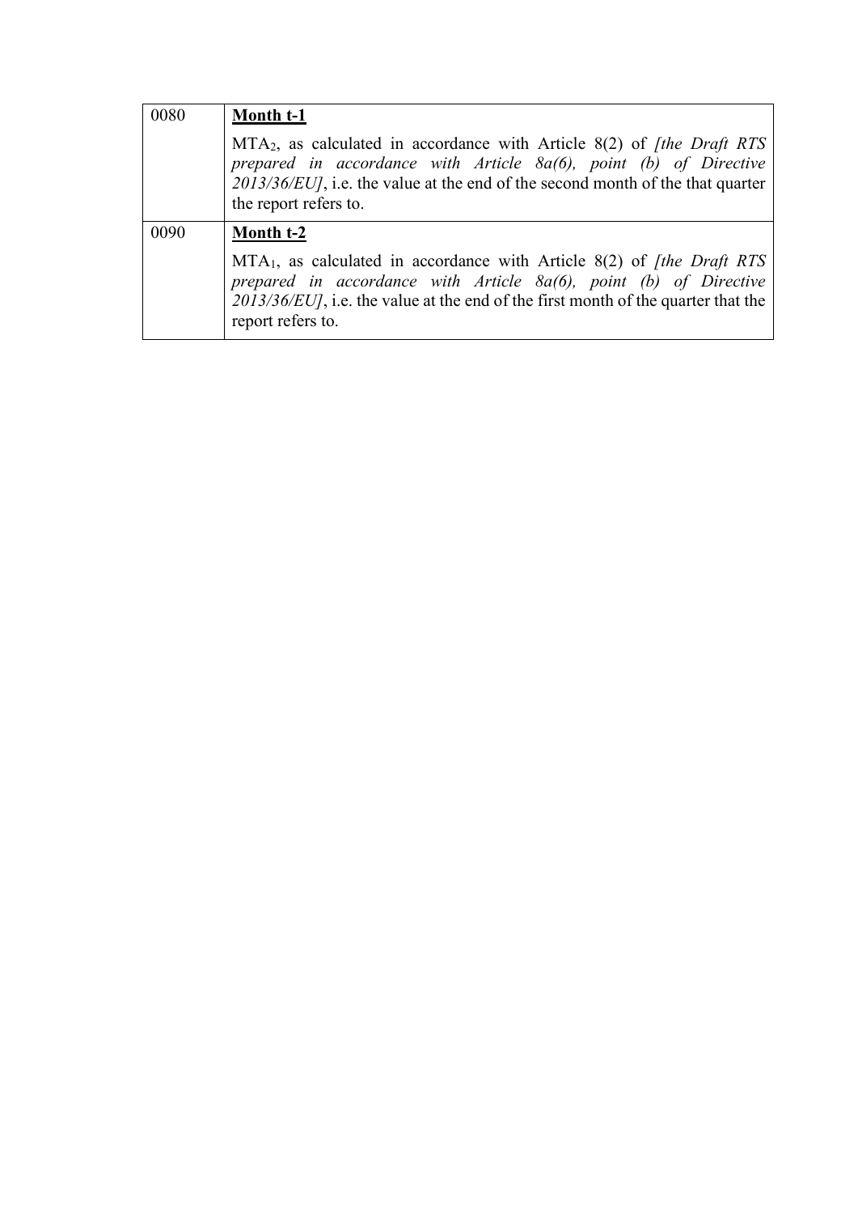| | |
|---|---|
| 0080 | **Month t-1**<br><br>$MTA_2$, as calculated in accordance with Article 8(2) of *[the Draft RTS prepared in accordance with Article 8a(6), point (b) of Directive 2013/36/EU]*, i.e. the value at the end of the second month of the that quarter the report refers to. |
| 0090 | **Month t-2**<br><br>$MTA_1$, as calculated in accordance with Article 8(2) of *[the Draft RTS prepared in accordance with Article 8a(6), point (b) of Directive 2013/36/EU]*, i.e. the value at the end of the first month of the quarter that the report refers to. |